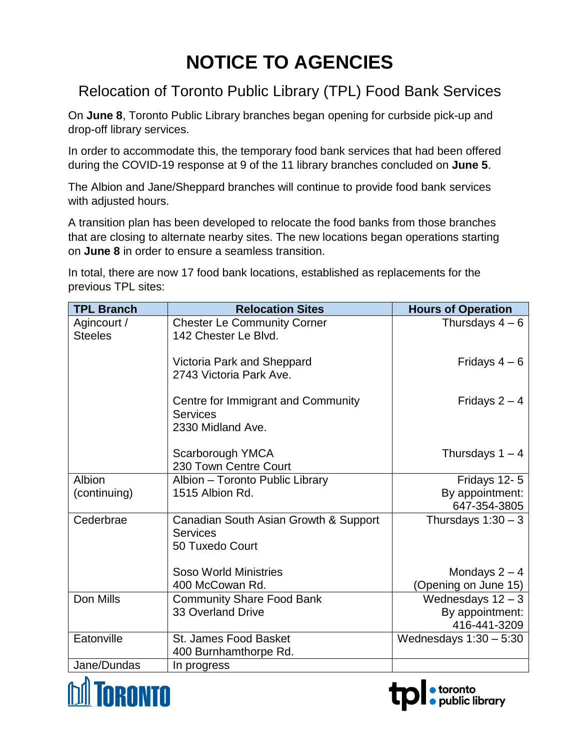# NOTICE TO AGENCIES

## Relocation of Toronto Public Library (TPL) Food Bank Services

On **June 8**, Toronto Public Library branches began opening for curbside pick-up and drop-off library services.

In order to accommodate this, the temporary food bank services that had been offered during the COVID-19 response at 9 of the 11 library branches concluded on **June 5**.

The Albion and Jane/Sheppard branches will continue to provide food bank services with adjusted hours.

A transition plan has been developed to relocate the food banks from those branches that are closing to alternate nearby sites. The new locations began operations starting on **June 8** in order to ensure a seamless transition.

In total, there are now 17 food bank locations, established as replacements for the previous TPL sites:

| TPL Branch | Relocation Sites | Hours of Operation |
| --- | --- | --- |
| Agincourt / Steeles | Chester Le Community Corner<br>142 Chester Le Blvd. | Thursdays 4 – 6 |
| | Victoria Park and Sheppard<br>2743 Victoria Park Ave. | Fridays 4 – 6 |
| | Centre for Immigrant and Community Services<br>2330 Midland Ave. | Fridays 2 – 4 |
| | Scarborough YMCA<br>230 Town Centre Court | Thursdays 1 – 4 |
| Albion (continuing) | Albion – Toronto Public Library<br>1515 Albion Rd. | Fridays 12- 5<br>By appointment: 647-354-3805 |
| Cederbrae | Canadian South Asian Growth & Support Services<br>50 Tuxedo Court | Thursdays 1:30 – 3 |
| | Soso World Ministries<br>400 McCowan Rd. | Mondays 2 – 4<br>(Opening on June 15) |
| Don Mills | Community Share Food Bank<br>33 Overland Drive | Wednesdays 12 – 3<br>By appointment: 416-441-3209 |
| Eatonville | St. James Food Basket<br>400 Burnhamthorpe Rd. | Wednesdays 1:30 – 5:30 |
| Jane/Dundas | In progress | |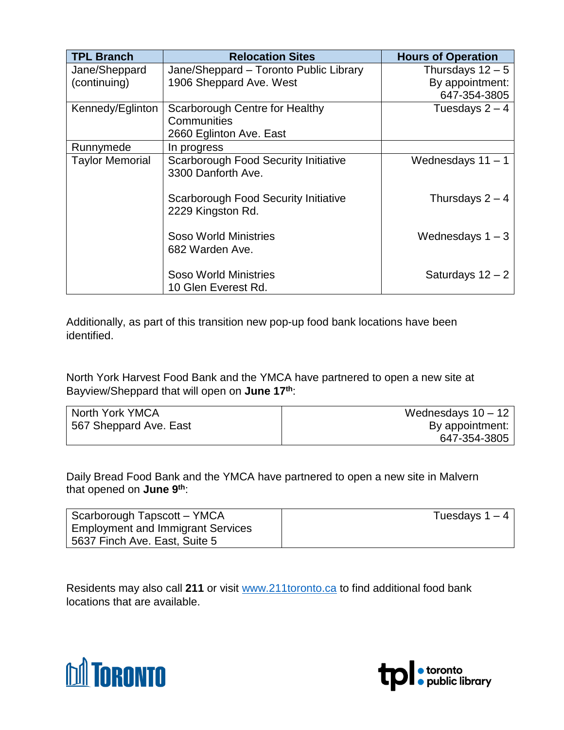| TPL Branch | Relocation Sites | Hours of Operation |
|---|---|---|
| Jane/Sheppard (continuing) | Jane/Sheppard – Toronto Public Library<br>1906 Sheppard Ave. West | Thursdays 12 – 5<br>By appointment:<br>647-354-3805 |
| Kennedy/Eglinton | Scarborough Centre for Healthy Communities<br>2660 Eglinton Ave. East | Tuesdays 2 – 4 |
| Runnymede | In progress | |
| Taylor Memorial | Scarborough Food Security Initiative<br>3300 Danforth Ave. | Wednesdays 11 – 1 |
| | Scarborough Food Security Initiative<br>2229 Kingston Rd. | Thursdays 2 – 4 |
| | Soso World Ministries<br>682 Warden Ave. | Wednesdays 1 – 3 |
| | Soso World Ministries<br>10 Glen Everest Rd. | Saturdays 12 – 2 |

Additionally, as part of this transition new pop-up food bank locations have been identified.

North York Harvest Food Bank and the YMCA have partnered to open a new site at Bayview/Sheppard that will open on **June 17th**:

| | |
|---|---|
| North York YMCA<br>567 Sheppard Ave. East | Wednesdays 10 – 12<br>By appointment:<br>647-354-3805 |

Daily Bread Food Bank and the YMCA have partnered to open a new site in Malvern that opened on **June 9th**:

| | |
|---|---|
| Scarborough Tapscott – YMCA<br>Employment and Immigrant Services<br>5637 Finch Ave. East, Suite 5 | Tuesdays 1 – 4 |

Residents may also call **211** or visit [www.211toronto.ca](http://www.211toronto.ca) to find additional food bank locations that are available.

Toronto

tpl toronto public library